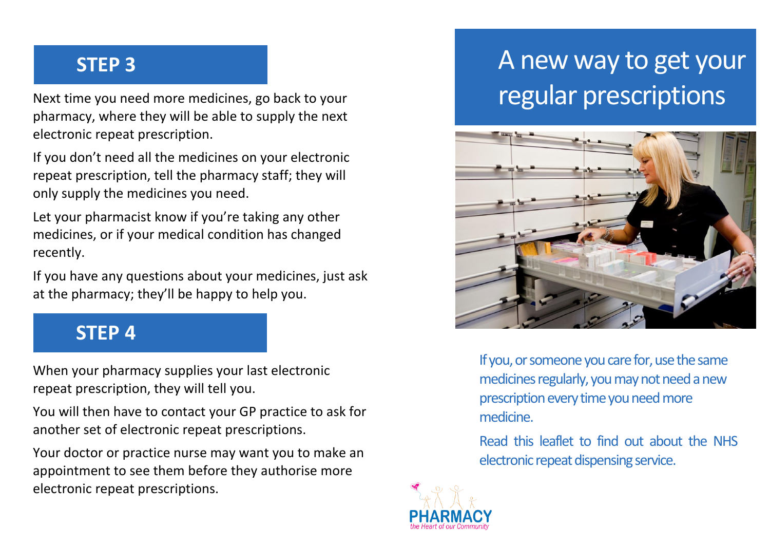## STEP 3

Next time you need more medicines, go back to your pharmacy, where they will be able to supply the next electronic repeat prescription.

If you don't need all the medicines on your electronic repeat prescription, tell the pharmacy staff; they will only supply the medicines you need.

Let your pharmacist know if you're taking any other medicines, or if your medical condition has changed recently.

If you have any questions about your medicines, just ask at the pharmacy; they'll be happy to help you.

## STEP 4

When your pharmacy supplies your last electronic repeat prescription, they will tell you.

You will then have to contact your GP practice to ask for another set of electronic repeat prescriptions.

Your doctor or practice nurse may want you to make an appointment to see them before they authorise more electronic repeat prescriptions.

# A new way to get your regular prescriptions

If you, or someone you care for, use the same medicines regularly, you may not need a new prescription every time you need more medicine.

Read this leaflet to find out about the NHS electronic repeat dispensing service.

PHARMACY
*the Heart of our Community*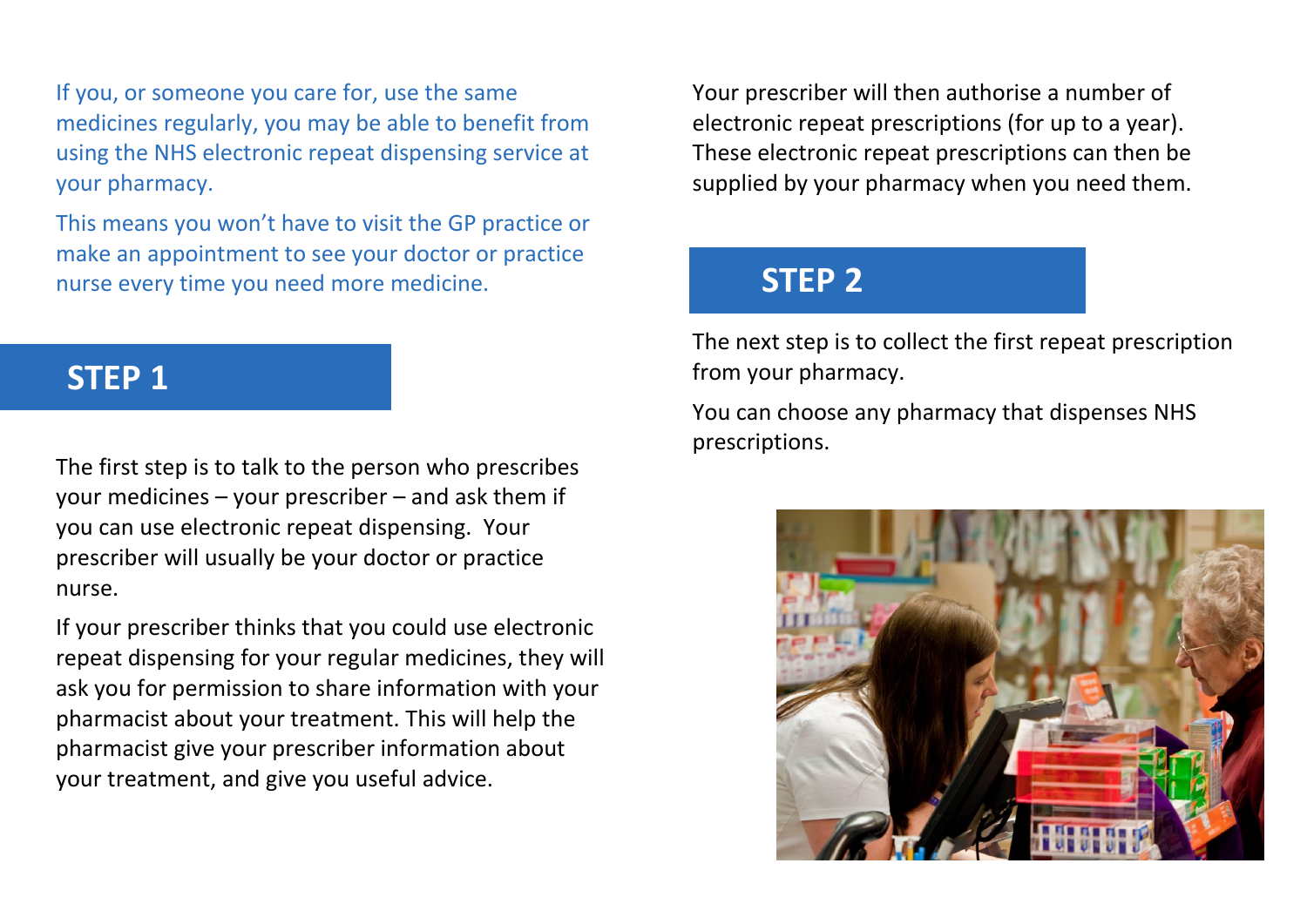If you, or someone you care for, use the same medicines regularly, you may be able to benefit from using the NHS electronic repeat dispensing service at your pharmacy.

This means you won't have to visit the GP practice or make an appointment to see your doctor or practice nurse every time you need more medicine.

## STEP 1

The first step is to talk to the person who prescribes your medicines – your prescriber – and ask them if you can use electronic repeat dispensing. Your prescriber will usually be your doctor or practice nurse.

If your prescriber thinks that you could use electronic repeat dispensing for your regular medicines, they will ask you for permission to share information with your pharmacist about your treatment. This will help the pharmacist give your prescriber information about your treatment, and give you useful advice.

Your prescriber will then authorise a number of electronic repeat prescriptions (for up to a year). These electronic repeat prescriptions can then be supplied by your pharmacy when you need them.

## STEP 2

The next step is to collect the first repeat prescription from your pharmacy.

You can choose any pharmacy that dispenses NHS prescriptions.